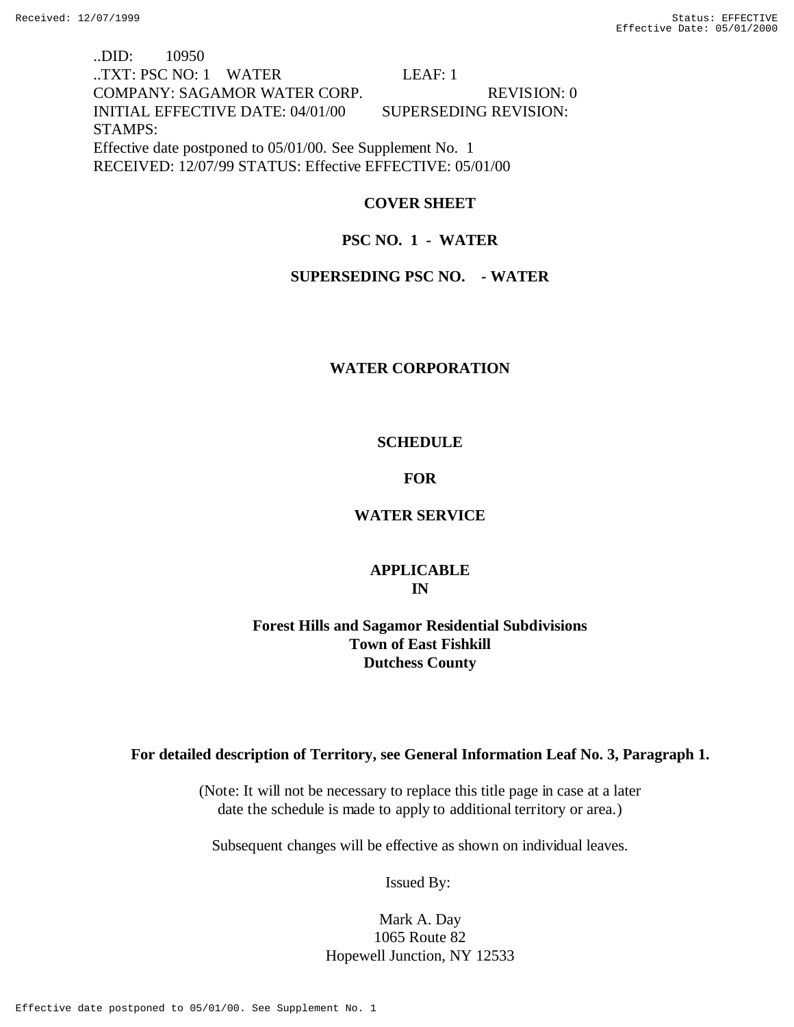..DID: 10950
..TXT: PSC NO: 1 WATER LEAF: 1
COMPANY: SAGAMOR WATER CORP. REVISION: 0
INITIAL EFFECTIVE DATE: 04/01/00 SUPERSEDING REVISION:
STAMPS:
Effective date postponed to 05/01/00. See Supplement No. 1
RECEIVED: 12/07/99 STATUS: Effective EFFECTIVE: 05/01/00

**COVER SHEET**

**PSC NO. 1 - WATER**

**SUPERSEDING PSC NO. - WATER**

**WATER CORPORATION**

**SCHEDULE**

**FOR**

**WATER SERVICE**

**APPLICABLE**
**IN**

**Forest Hills and Sagamor Residential Subdivisions**
**Town of East Fishkill**
**Dutchess County**

**For detailed description of Territory, see General Information Leaf No. 3, Paragraph 1.**

(Note: It will not be necessary to replace this title page in case at a later date the schedule is made to apply to additional territory or area.)

Subsequent changes will be effective as shown on individual leaves.

Issued By:

Mark A. Day
1065 Route 82
Hopewell Junction, NY 12533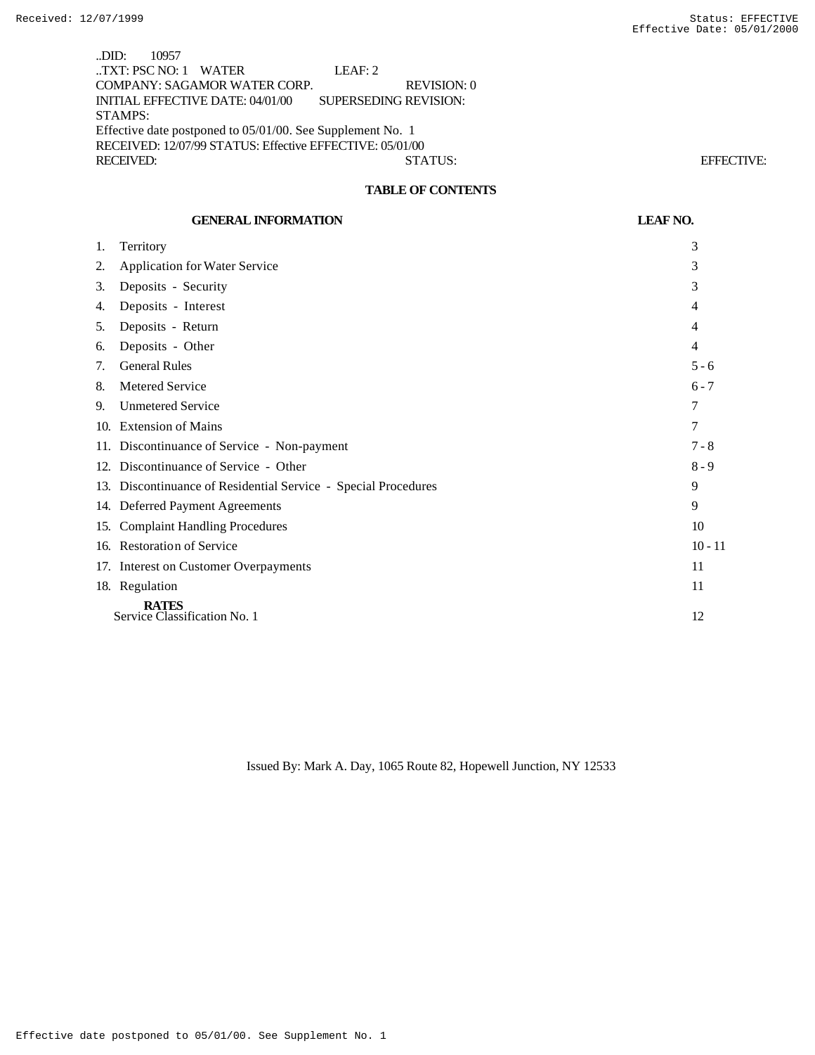..DID: 10957
..TXT: PSC NO: 1 WATER LEAF: 2
COMPANY: SAGAMOR WATER CORP. REVISION: 0
INITIAL EFFECTIVE DATE: 04/01/00 SUPERSEDING REVISION:
STAMPS:
Effective date postponed to 05/01/00. See Supplement No. 1
RECEIVED: 12/07/99 STATUS: Effective EFFECTIVE: 05/01/00
RECEIVED: STATUS: EFFECTIVE:

## TABLE OF CONTENTS

| GENERAL INFORMATION | LEAF NO. |
|---|---|
| 1. Territory | 3 |
| 2. Application for Water Service | 3 |
| 3. Deposits - Security | 3 |
| 4. Deposits - Interest | 4 |
| 5. Deposits - Return | 4 |
| 6. Deposits - Other | 4 |
| 7. General Rules | 5 - 6 |
| 8. Metered Service | 6 - 7 |
| 9. Unmetered Service | 7 |
| 10. Extension of Mains | 7 |
| 11. Discontinuance of Service - Non-payment | 7 - 8 |
| 12. Discontinuance of Service - Other | 8 - 9 |
| 13. Discontinuance of Residential Service - Special Procedures | 9 |
| 14. Deferred Payment Agreements | 9 |
| 15. Complaint Handling Procedures | 10 |
| 16. Restoration of Service | 10 - 11 |
| 17. Interest on Customer Overpayments | 11 |
| 18. Regulation | 11 |
| **RATES** | |
| Service Classification No. 1 | 12 |

Issued By: Mark A. Day, 1065 Route 82, Hopewell Junction, NY 12533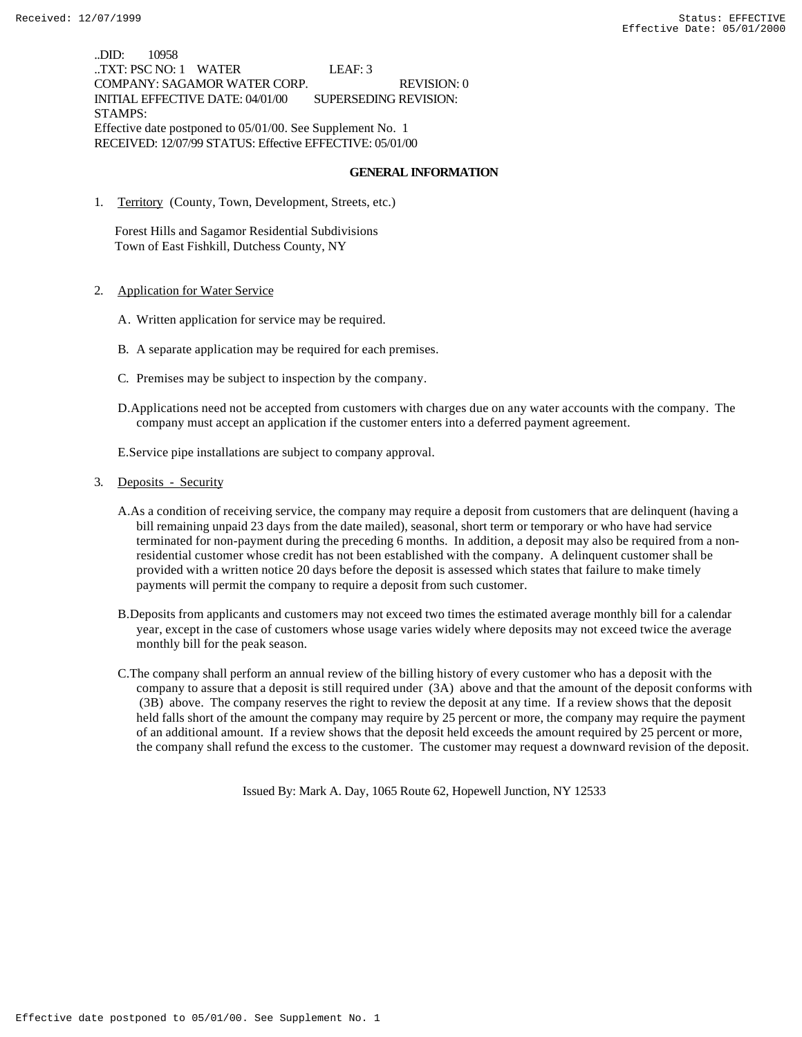..DID: 10958
..TXT: PSC NO: 1 WATER LEAF: 3
COMPANY: SAGAMOR WATER CORP. REVISION: 0
INITIAL EFFECTIVE DATE: 04/01/00 SUPERSEDING REVISION:
STAMPS:
Effective date postponed to 05/01/00. See Supplement No. 1
RECEIVED: 12/07/99 STATUS: Effective EFFECTIVE: 05/01/00

## GENERAL INFORMATION

1. Territory (County, Town, Development, Streets, etc.)

   Forest Hills and Sagamor Residential Subdivisions
   Town of East Fishkill, Dutchess County, NY

2. Application for Water Service

   A. Written application for service may be required.

   B. A separate application may be required for each premises.

   C. Premises may be subject to inspection by the company.

   D. Applications need not be accepted from customers with charges due on any water accounts with the company. The company must accept an application if the customer enters into a deferred payment agreement.

   E. Service pipe installations are subject to company approval.

3. Deposits - Security

   A. As a condition of receiving service, the company may require a deposit from customers that are delinquent (having a bill remaining unpaid 23 days from the date mailed), seasonal, short term or temporary or who have had service terminated for non-payment during the preceding 6 months. In addition, a deposit may also be required from a non-residential customer whose credit has not been established with the company. A delinquent customer shall be provided with a written notice 20 days before the deposit is assessed which states that failure to make timely payments will permit the company to require a deposit from such customer.

   B. Deposits from applicants and customers may not exceed two times the estimated average monthly bill for a calendar year, except in the case of customers whose usage varies widely where deposits may not exceed twice the average monthly bill for the peak season.

   C. The company shall perform an annual review of the billing history of every customer who has a deposit with the company to assure that a deposit is still required under (3A) above and that the amount of the deposit conforms with (3B) above. The company reserves the right to review the deposit at any time. If a review shows that the deposit held falls short of the amount the company may require by 25 percent or more, the company may require the payment of an additional amount. If a review shows that the deposit held exceeds the amount required by 25 percent or more, the company shall refund the excess to the customer. The customer may request a downward revision of the deposit.

Issued By: Mark A. Day, 1065 Route 62, Hopewell Junction, NY 12533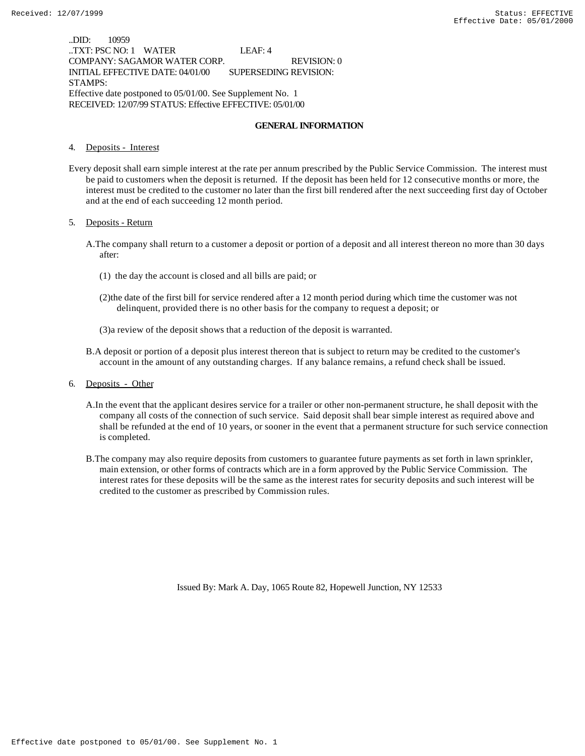..DID: 10959
..TXT: PSC NO: 1 WATER LEAF: 4
COMPANY: SAGAMOR WATER CORP. REVISION: 0
INITIAL EFFECTIVE DATE: 04/01/00 SUPERSEDING REVISION:
STAMPS:
Effective date postponed to 05/01/00. See Supplement No. 1
RECEIVED: 12/07/99 STATUS: Effective EFFECTIVE: 05/01/00

## GENERAL INFORMATION

4. Deposits - Interest

Every deposit shall earn simple interest at the rate per annum prescribed by the Public Service Commission. The interest must be paid to customers when the deposit is returned. If the deposit has been held for 12 consecutive months or more, the interest must be credited to the customer no later than the first bill rendered after the next succeeding first day of October and at the end of each succeeding 12 month period.

5. Deposits - Return

A. The company shall return to a customer a deposit or portion of a deposit and all interest thereon no more than 30 days after:

(1) the day the account is closed and all bills are paid; or

(2) the date of the first bill for service rendered after a 12 month period during which time the customer was not delinquent, provided there is no other basis for the company to request a deposit; or

(3) a review of the deposit shows that a reduction of the deposit is warranted.

B. A deposit or portion of a deposit plus interest thereon that is subject to return may be credited to the customer's account in the amount of any outstanding charges. If any balance remains, a refund check shall be issued.

6. Deposits - Other

A. In the event that the applicant desires service for a trailer or other non-permanent structure, he shall deposit with the company all costs of the connection of such service. Said deposit shall bear simple interest as required above and shall be refunded at the end of 10 years, or sooner in the event that a permanent structure for such service connection is completed.

B. The company may also require deposits from customers to guarantee future payments as set forth in lawn sprinkler, main extension, or other forms of contracts which are in a form approved by the Public Service Commission. The interest rates for these deposits will be the same as the interest rates for security deposits and such interest will be credited to the customer as prescribed by Commission rules.

Issued By: Mark A. Day, 1065 Route 82, Hopewell Junction, NY 12533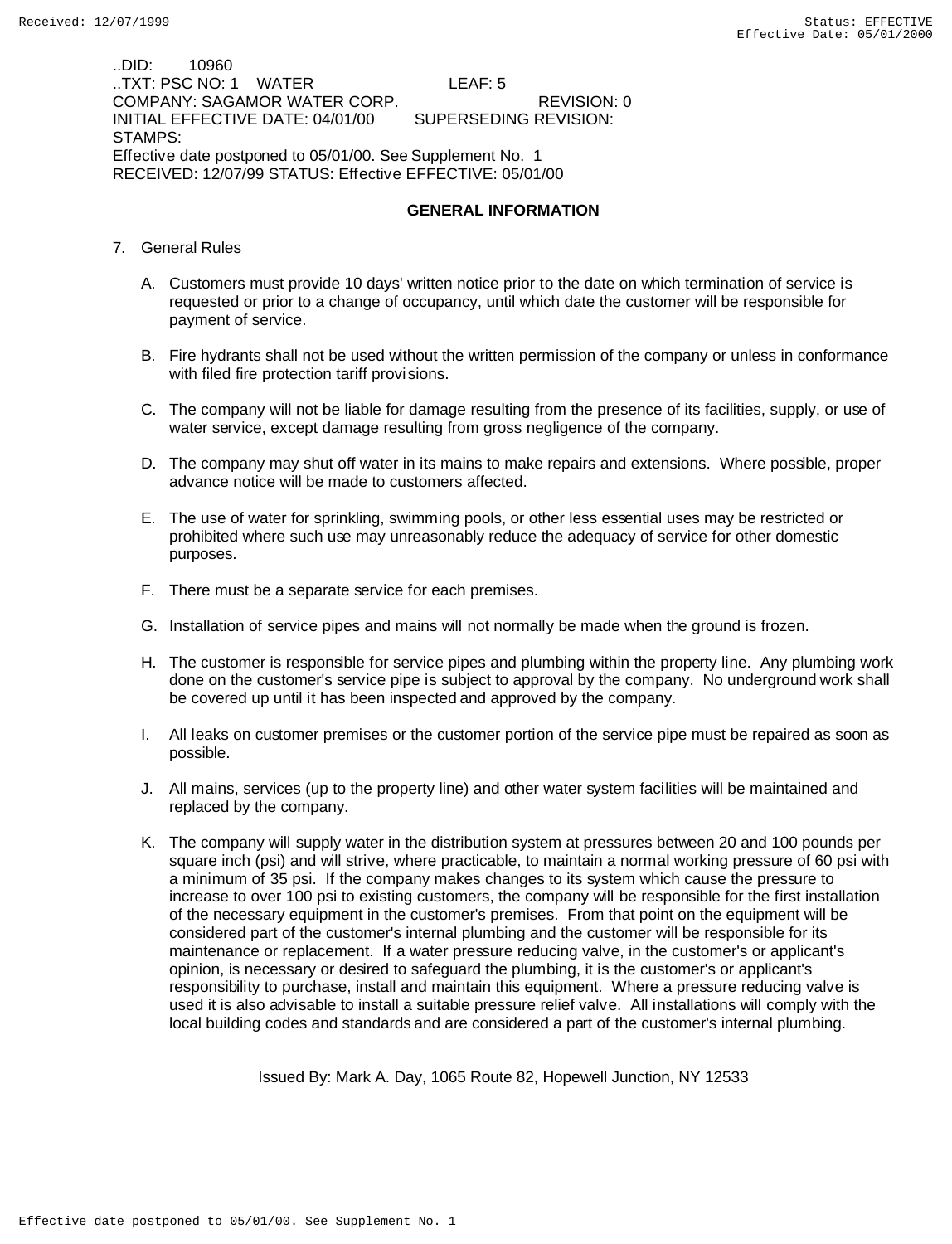..DID: 10960
..TXT: PSC NO: 1 WATER LEAF: 5
COMPANY: SAGAMOR WATER CORP. REVISION: 0
INITIAL EFFECTIVE DATE: 04/01/00 SUPERSEDING REVISION:
STAMPS:
Effective date postponed to 05/01/00. See Supplement No. 1
RECEIVED: 12/07/99 STATUS: Effective EFFECTIVE: 05/01/00

## GENERAL INFORMATION

7. General Rules

   A. Customers must provide 10 days' written notice prior to the date on which termination of service is requested or prior to a change of occupancy, until which date the customer will be responsible for payment of service.

   B. Fire hydrants shall not be used without the written permission of the company or unless in conformance with filed fire protection tariff provisions.

   C. The company will not be liable for damage resulting from the presence of its facilities, supply, or use of water service, except damage resulting from gross negligence of the company.

   D. The company may shut off water in its mains to make repairs and extensions. Where possible, proper advance notice will be made to customers affected.

   E. The use of water for sprinkling, swimming pools, or other less essential uses may be restricted or prohibited where such use may unreasonably reduce the adequacy of service for other domestic purposes.

   F. There must be a separate service for each premises.

   G. Installation of service pipes and mains will not normally be made when the ground is frozen.

   H. The customer is responsible for service pipes and plumbing within the property line. Any plumbing work done on the customer's service pipe is subject to approval by the company. No underground work shall be covered up until it has been inspected and approved by the company.

   I. All leaks on customer premises or the customer portion of the service pipe must be repaired as soon as possible.

   J. All mains, services (up to the property line) and other water system facilities will be maintained and replaced by the company.

   K. The company will supply water in the distribution system at pressures between 20 and 100 pounds per square inch (psi) and will strive, where practicable, to maintain a normal working pressure of 60 psi with a minimum of 35 psi. If the company makes changes to its system which cause the pressure to increase to over 100 psi to existing customers, the company will be responsible for the first installation of the necessary equipment in the customer's premises. From that point on the equipment will be considered part of the customer's internal plumbing and the customer will be responsible for its maintenance or replacement. If a water pressure reducing valve, in the customer's or applicant's opinion, is necessary or desired to safeguard the plumbing, it is the customer's or applicant's responsibility to purchase, install and maintain this equipment. Where a pressure reducing valve is used it is also advisable to install a suitable pressure relief valve. All installations will comply with the local building codes and standards and are considered a part of the customer's internal plumbing.

Issued By: Mark A. Day, 1065 Route 82, Hopewell Junction, NY 12533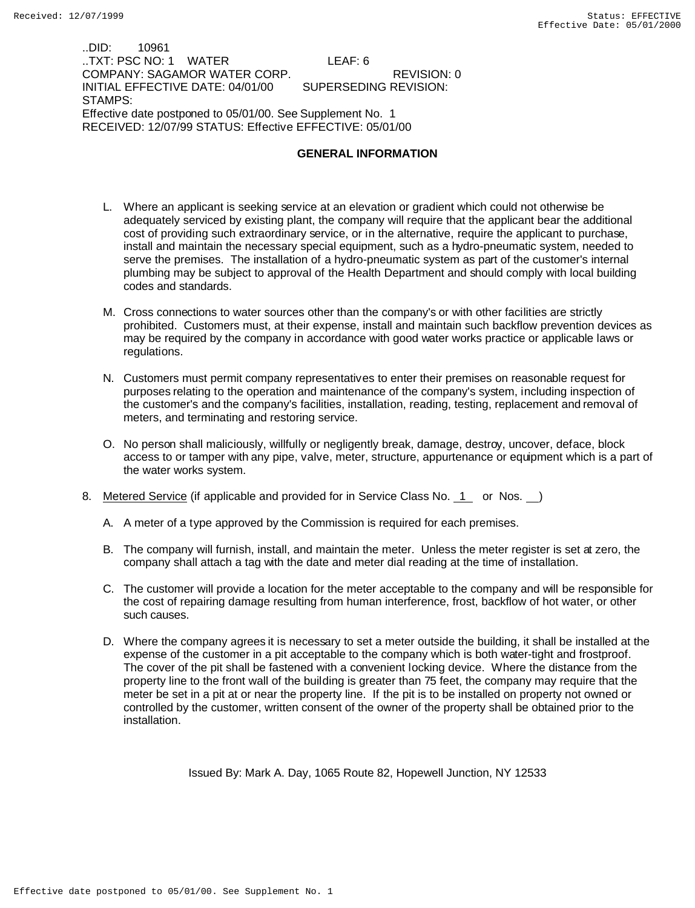..DID: 10961
..TXT: PSC NO: 1 WATER LEAF: 6
COMPANY: SAGAMOR WATER CORP. REVISION: 0
INITIAL EFFECTIVE DATE: 04/01/00 SUPERSEDING REVISION:
STAMPS:
Effective date postponed to 05/01/00. See Supplement No. 1
RECEIVED: 12/07/99 STATUS: Effective EFFECTIVE: 05/01/00

## GENERAL INFORMATION

L. Where an applicant is seeking service at an elevation or gradient which could not otherwise be adequately serviced by existing plant, the company will require that the applicant bear the additional cost of providing such extraordinary service, or in the alternative, require the applicant to purchase, install and maintain the necessary special equipment, such as a hydro-pneumatic system, needed to serve the premises. The installation of a hydro-pneumatic system as part of the customer's internal plumbing may be subject to approval of the Health Department and should comply with local building codes and standards.

M. Cross connections to water sources other than the company's or with other facilities are strictly prohibited. Customers must, at their expense, install and maintain such backflow prevention devices as may be required by the company in accordance with good water works practice or applicable laws or regulations.

N. Customers must permit company representatives to enter their premises on reasonable request for purposes relating to the operation and maintenance of the company's system, including inspection of the customer's and the company's facilities, installation, reading, testing, replacement and removal of meters, and terminating and restoring service.

O. No person shall maliciously, willfully or negligently break, damage, destroy, uncover, deface, block access to or tamper with any pipe, valve, meter, structure, appurtenance or equipment which is a part of the water works system.

8. Metered Service (if applicable and provided for in Service Class No. 1 or Nos. __)

   A. A meter of a type approved by the Commission is required for each premises.

   B. The company will furnish, install, and maintain the meter. Unless the meter register is set at zero, the company shall attach a tag with the date and meter dial reading at the time of installation.

   C. The customer will provide a location for the meter acceptable to the company and will be responsible for the cost of repairing damage resulting from human interference, frost, backflow of hot water, or other such causes.

   D. Where the company agrees it is necessary to set a meter outside the building, it shall be installed at the expense of the customer in a pit acceptable to the company which is both water-tight and frostproof. The cover of the pit shall be fastened with a convenient locking device. Where the distance from the property line to the front wall of the building is greater than 75 feet, the company may require that the meter be set in a pit at or near the property line. If the pit is to be installed on property not owned or controlled by the customer, written consent of the owner of the property shall be obtained prior to the installation.

Issued By: Mark A. Day, 1065 Route 82, Hopewell Junction, NY 12533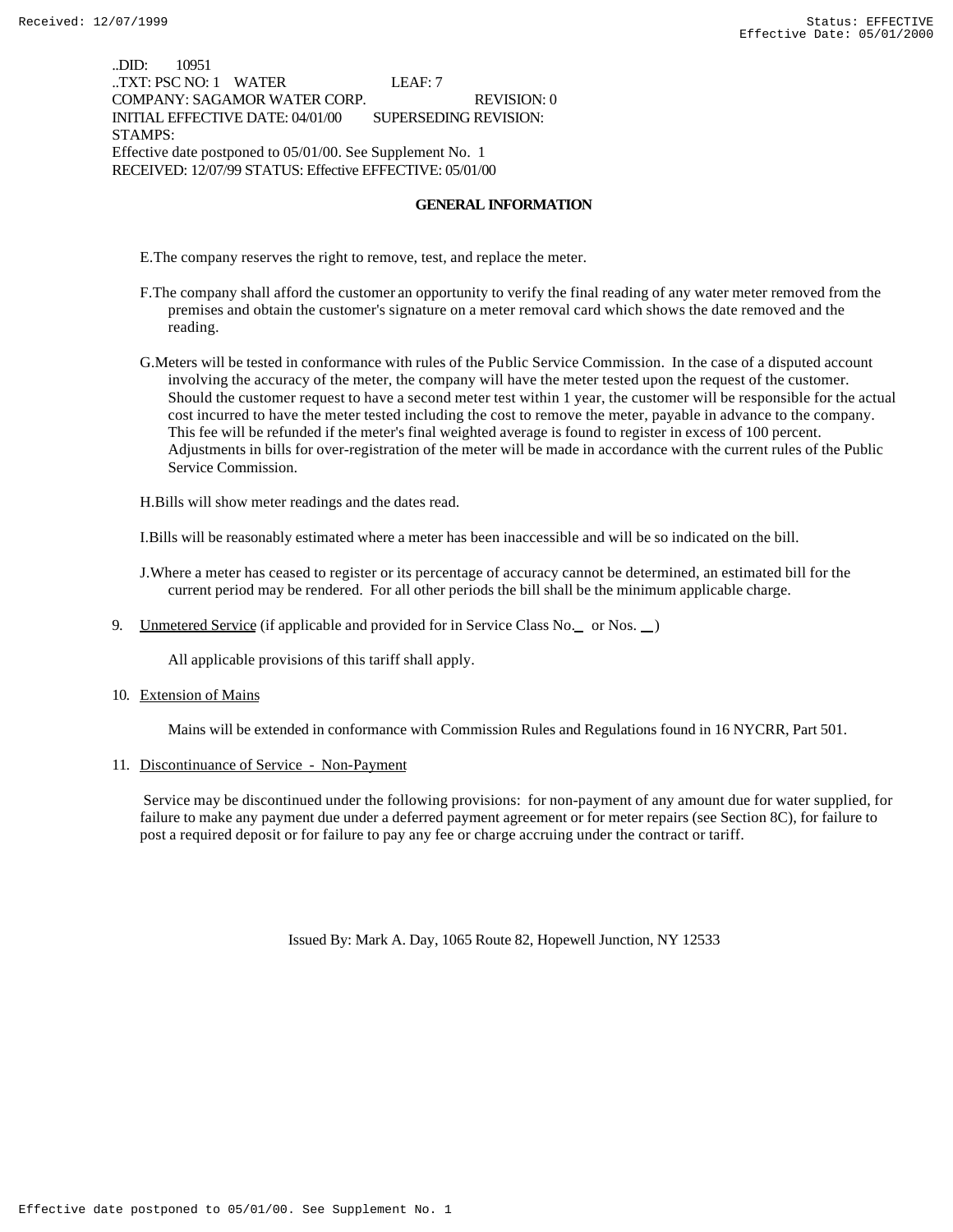..DID: 10951
..TXT: PSC NO: 1 WATER LEAF: 7
COMPANY: SAGAMOR WATER CORP. REVISION: 0
INITIAL EFFECTIVE DATE: 04/01/00 SUPERSEDING REVISION:
STAMPS:
Effective date postponed to 05/01/00. See Supplement No. 1
RECEIVED: 12/07/99 STATUS: Effective EFFECTIVE: 05/01/00

## GENERAL INFORMATION

E. The company reserves the right to remove, test, and replace the meter.

F. The company shall afford the customer an opportunity to verify the final reading of any water meter removed from the premises and obtain the customer's signature on a meter removal card which shows the date removed and the reading.

G. Meters will be tested in conformance with rules of the Public Service Commission. In the case of a disputed account involving the accuracy of the meter, the company will have the meter tested upon the request of the customer. Should the customer request to have a second meter test within 1 year, the customer will be responsible for the actual cost incurred to have the meter tested including the cost to remove the meter, payable in advance to the company. This fee will be refunded if the meter's final weighted average is found to register in excess of 100 percent. Adjustments in bills for over-registration of the meter will be made in accordance with the current rules of the Public Service Commission.

H. Bills will show meter readings and the dates read.

I. Bills will be reasonably estimated where a meter has been inaccessible and will be so indicated on the bill.

J. Where a meter has ceased to register or its percentage of accuracy cannot be determined, an estimated bill for the current period may be rendered. For all other periods the bill shall be the minimum applicable charge.

9. Unmetered Service (if applicable and provided for in Service Class No.__ or Nos. __)

   All applicable provisions of this tariff shall apply.

10. Extension of Mains

   Mains will be extended in conformance with Commission Rules and Regulations found in 16 NYCRR, Part 501.

11. Discontinuance of Service - Non-Payment

   Service may be discontinued under the following provisions: for non-payment of any amount due for water supplied, for failure to make any payment due under a deferred payment agreement or for meter repairs (see Section 8C), for failure to post a required deposit or for failure to pay any fee or charge accruing under the contract or tariff.

Issued By: Mark A. Day, 1065 Route 82, Hopewell Junction, NY 12533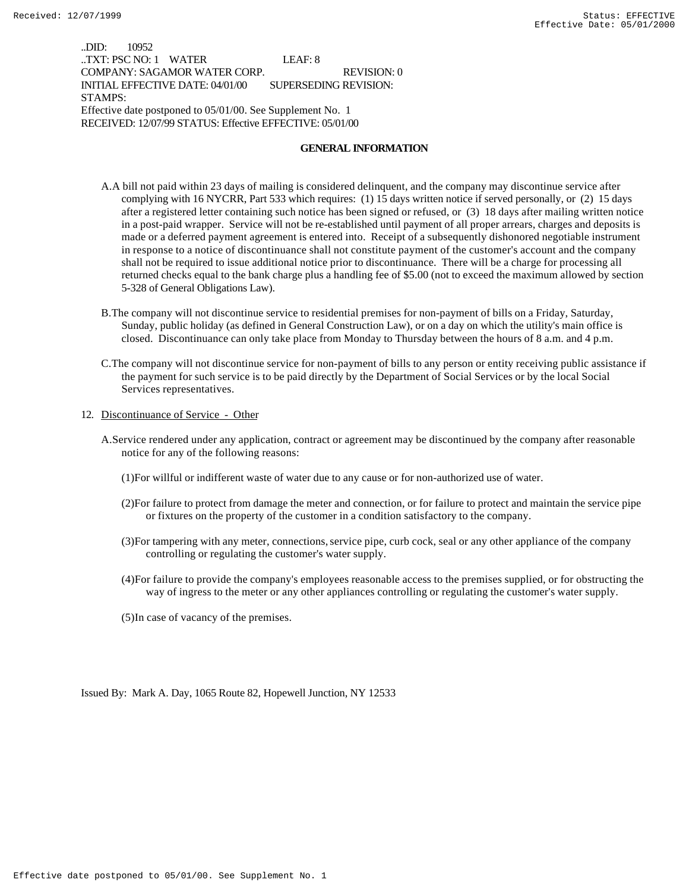..DID: 10952
..TXT: PSC NO: 1 WATER LEAF: 8
COMPANY: SAGAMOR WATER CORP. REVISION: 0
INITIAL EFFECTIVE DATE: 04/01/00 SUPERSEDING REVISION:
STAMPS:
Effective date postponed to 05/01/00. See Supplement No. 1
RECEIVED: 12/07/99 STATUS: Effective EFFECTIVE: 05/01/00

## GENERAL INFORMATION

A. A bill not paid within 23 days of mailing is considered delinquent, and the company may discontinue service after complying with 16 NYCRR, Part 533 which requires: (1) 15 days written notice if served personally, or (2) 15 days after a registered letter containing such notice has been signed or refused, or (3) 18 days after mailing written notice in a post-paid wrapper. Service will not be re-established until payment of all proper arrears, charges and deposits is made or a deferred payment agreement is entered into. Receipt of a subsequently dishonored negotiable instrument in response to a notice of discontinuance shall not constitute payment of the customer's account and the company shall not be required to issue additional notice prior to discontinuance. There will be a charge for processing all returned checks equal to the bank charge plus a handling fee of $5.00 (not to exceed the maximum allowed by section 5-328 of General Obligations Law).

B. The company will not discontinue service to residential premises for non-payment of bills on a Friday, Saturday, Sunday, public holiday (as defined in General Construction Law), or on a day on which the utility's main office is closed. Discontinuance can only take place from Monday to Thursday between the hours of 8 a.m. and 4 p.m.

C. The company will not discontinue service for non-payment of bills to any person or entity receiving public assistance if the payment for such service is to be paid directly by the Department of Social Services or by the local Social Services representatives.

12. Discontinuance of Service - Other

A. Service rendered under any application, contract or agreement may be discontinued by the company after reasonable notice for any of the following reasons:

(1) For willful or indifferent waste of water due to any cause or for non-authorized use of water.

(2) For failure to protect from damage the meter and connection, or for failure to protect and maintain the service pipe or fixtures on the property of the customer in a condition satisfactory to the company.

(3) For tampering with any meter, connections, service pipe, curb cock, seal or any other appliance of the company controlling or regulating the customer's water supply.

(4) For failure to provide the company's employees reasonable access to the premises supplied, or for obstructing the way of ingress to the meter or any other appliances controlling or regulating the customer's water supply.

(5) In case of vacancy of the premises.

Issued By: Mark A. Day, 1065 Route 82, Hopewell Junction, NY 12533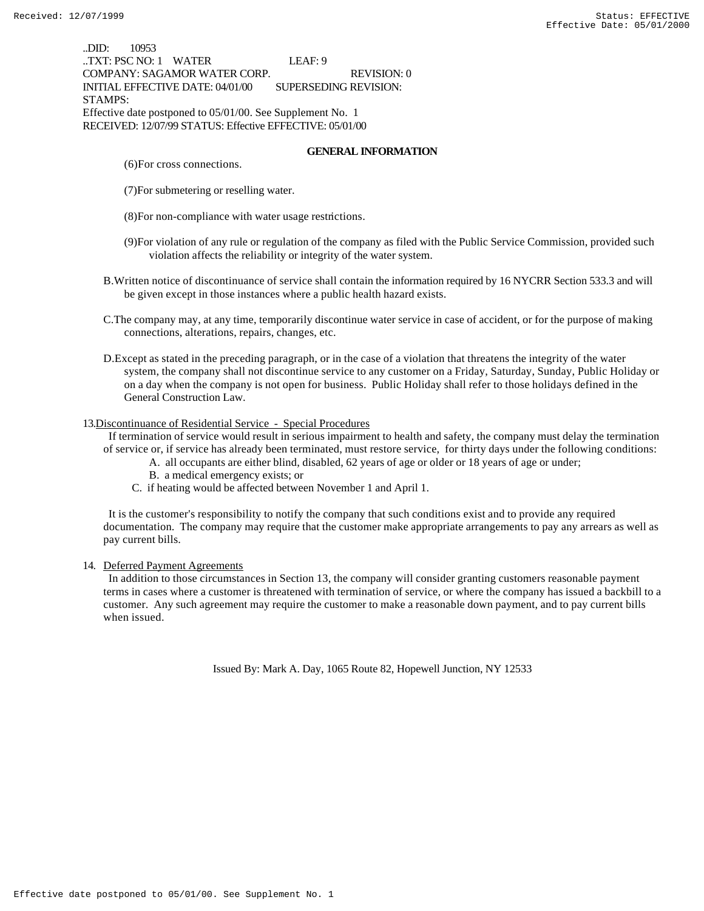..DID: 10953
..TXT: PSC NO: 1 WATER LEAF: 9
COMPANY: SAGAMOR WATER CORP. REVISION: 0
INITIAL EFFECTIVE DATE: 04/01/00 SUPERSEDING REVISION:
STAMPS:
Effective date postponed to 05/01/00. See Supplement No. 1
RECEIVED: 12/07/99 STATUS: Effective EFFECTIVE: 05/01/00

**GENERAL INFORMATION**

(6) For cross connections.

(7) For submetering or reselling water.

(8) For non-compliance with water usage restrictions.

(9) For violation of any rule or regulation of the company as filed with the Public Service Commission, provided such violation affects the reliability or integrity of the water system.

B. Written notice of discontinuance of service shall contain the information required by 16 NYCRR Section 533.3 and will be given except in those instances where a public health hazard exists.

C. The company may, at any time, temporarily discontinue water service in case of accident, or for the purpose of making connections, alterations, repairs, changes, etc.

D. Except as stated in the preceding paragraph, or in the case of a violation that threatens the integrity of the water system, the company shall not discontinue service to any customer on a Friday, Saturday, Sunday, Public Holiday or on a day when the company is not open for business. Public Holiday shall refer to those holidays defined in the General Construction Law.

13. Discontinuance of Residential Service - Special Procedures

If termination of service would result in serious impairment to health and safety, the company must delay the termination of service or, if service has already been terminated, must restore service, for thirty days under the following conditions:

A. all occupants are either blind, disabled, 62 years of age or older or 18 years of age or under;
B. a medical emergency exists; or
C. if heating would be affected between November 1 and April 1.

It is the customer's responsibility to notify the company that such conditions exist and to provide any required documentation. The company may require that the customer make appropriate arrangements to pay any arrears as well as pay current bills.

14. Deferred Payment Agreements

In addition to those circumstances in Section 13, the company will consider granting customers reasonable payment terms in cases where a customer is threatened with termination of service, or where the company has issued a backbill to a customer. Any such agreement may require the customer to make a reasonable down payment, and to pay current bills when issued.

Issued By: Mark A. Day, 1065 Route 82, Hopewell Junction, NY 12533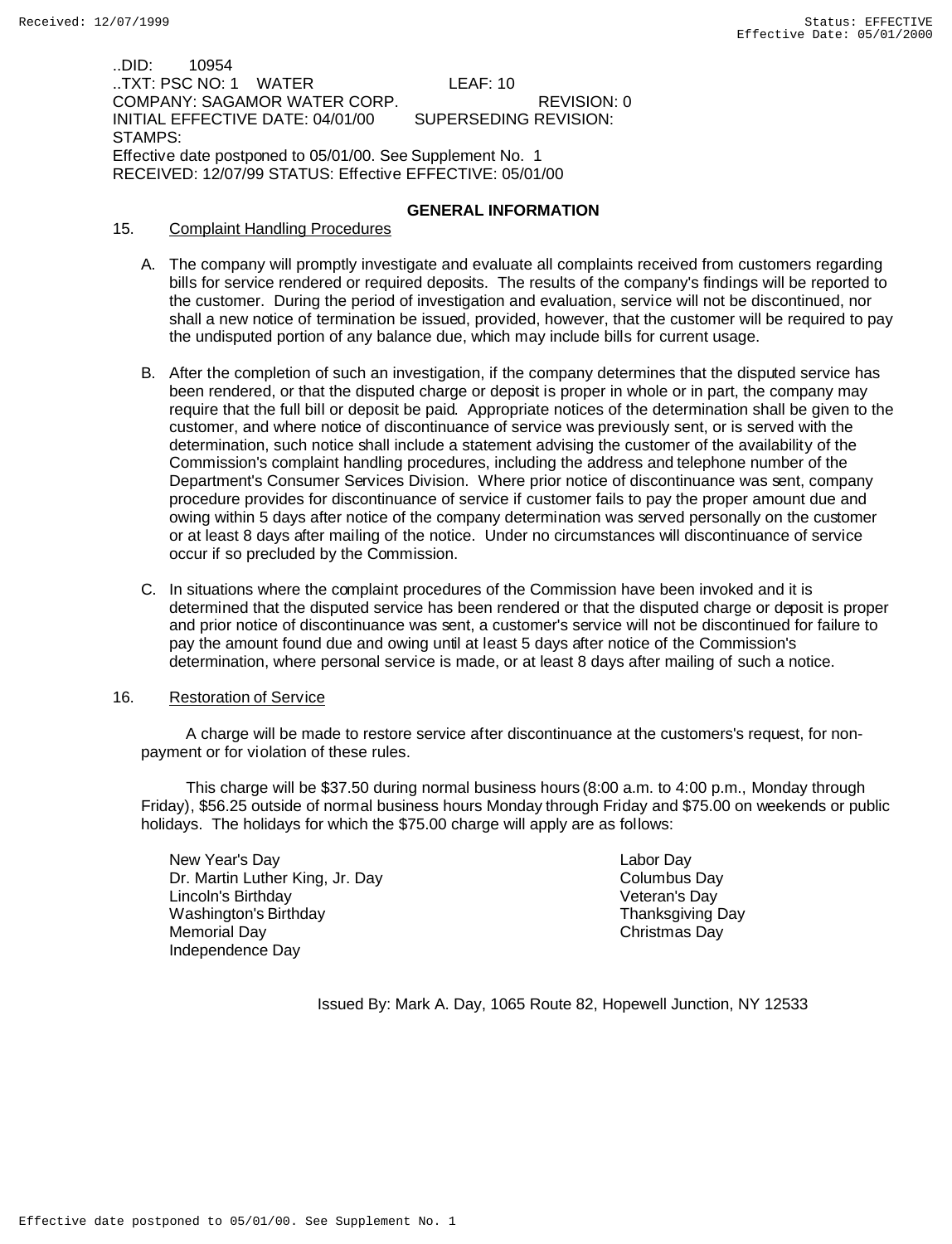..DID: 10954
..TXT: PSC NO: 1 WATER LEAF: 10
COMPANY: SAGAMOR WATER CORP. REVISION: 0
INITIAL EFFECTIVE DATE: 04/01/00 SUPERSEDING REVISION:
STAMPS:
Effective date postponed to 05/01/00. See Supplement No. 1
RECEIVED: 12/07/99 STATUS: Effective EFFECTIVE: 05/01/00

## GENERAL INFORMATION

15. Complaint Handling Procedures

A. The company will promptly investigate and evaluate all complaints received from customers regarding bills for service rendered or required deposits. The results of the company's findings will be reported to the customer. During the period of investigation and evaluation, service will not be discontinued, nor shall a new notice of termination be issued, provided, however, that the customer will be required to pay the undisputed portion of any balance due, which may include bills for current usage.

B. After the completion of such an investigation, if the company determines that the disputed service has been rendered, or that the disputed charge or deposit is proper in whole or in part, the company may require that the full bill or deposit be paid. Appropriate notices of the determination shall be given to the customer, and where notice of discontinuance of service was previously sent, or is served with the determination, such notice shall include a statement advising the customer of the availability of the Commission's complaint handling procedures, including the address and telephone number of the Department's Consumer Services Division. Where prior notice of discontinuance was sent, company procedure provides for discontinuance of service if customer fails to pay the proper amount due and owing within 5 days after notice of the company determination was served personally on the customer or at least 8 days after mailing of the notice. Under no circumstances will discontinuance of service occur if so precluded by the Commission.

C. In situations where the complaint procedures of the Commission have been invoked and it is determined that the disputed service has been rendered or that the disputed charge or deposit is proper and prior notice of discontinuance was sent, a customer's service will not be discontinued for failure to pay the amount found due and owing until at least 5 days after notice of the Commission's determination, where personal service is made, or at least 8 days after mailing of such a notice.

16. Restoration of Service

A charge will be made to restore service after discontinuance at the customers's request, for non-payment or for violation of these rules.

This charge will be $37.50 during normal business hours (8:00 a.m. to 4:00 p.m., Monday through Friday), $56.25 outside of normal business hours Monday through Friday and $75.00 on weekends or public holidays. The holidays for which the $75.00 charge will apply are as follows:

- New Year's Day
- Dr. Martin Luther King, Jr. Day
- Lincoln's Birthday
- Washington's Birthday
- Memorial Day
- Independence Day
- Labor Day
- Columbus Day
- Veteran's Day
- Thanksgiving Day
- Christmas Day

Issued By: Mark A. Day, 1065 Route 82, Hopewell Junction, NY 12533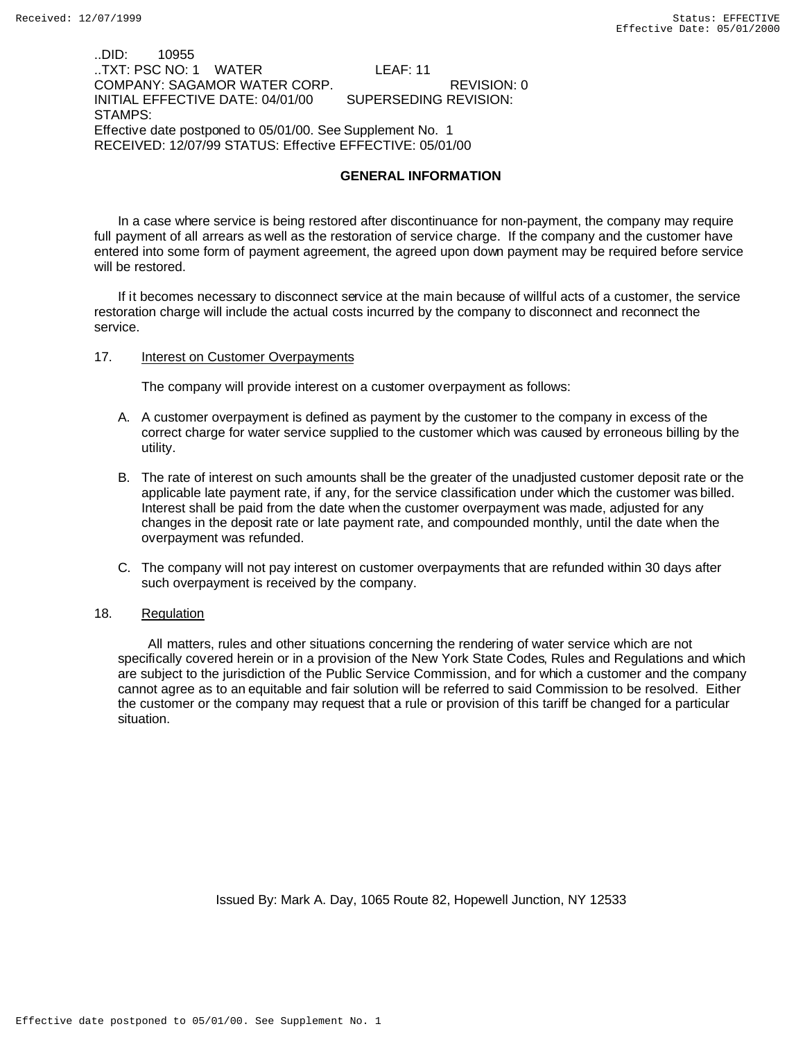..DID: 10955
..TXT: PSC NO: 1 WATER LEAF: 11
COMPANY: SAGAMOR WATER CORP. REVISION: 0
INITIAL EFFECTIVE DATE: 04/01/00 SUPERSEDING REVISION:
STAMPS:
Effective date postponed to 05/01/00. See Supplement No. 1
RECEIVED: 12/07/99 STATUS: Effective EFFECTIVE: 05/01/00

## GENERAL INFORMATION

In a case where service is being restored after discontinuance for non-payment, the company may require full payment of all arrears as well as the restoration of service charge. If the company and the customer have entered into some form of payment agreement, the agreed upon down payment may be required before service will be restored.

If it becomes necessary to disconnect service at the main because of willful acts of a customer, the service restoration charge will include the actual costs incurred by the company to disconnect and reconnect the service.

17. Interest on Customer Overpayments

The company will provide interest on a customer overpayment as follows:

A. A customer overpayment is defined as payment by the customer to the company in excess of the correct charge for water service supplied to the customer which was caused by erroneous billing by the utility.

B. The rate of interest on such amounts shall be the greater of the unadjusted customer deposit rate or the applicable late payment rate, if any, for the service classification under which the customer was billed. Interest shall be paid from the date when the customer overpayment was made, adjusted for any changes in the deposit rate or late payment rate, and compounded monthly, until the date when the overpayment was refunded.

C. The company will not pay interest on customer overpayments that are refunded within 30 days after such overpayment is received by the company.

18. Regulation

All matters, rules and other situations concerning the rendering of water service which are not specifically covered herein or in a provision of the New York State Codes, Rules and Regulations and which are subject to the jurisdiction of the Public Service Commission, and for which a customer and the company cannot agree as to an equitable and fair solution will be referred to said Commission to be resolved. Either the customer or the company may request that a rule or provision of this tariff be changed for a particular situation.

Issued By: Mark A. Day, 1065 Route 82, Hopewell Junction, NY 12533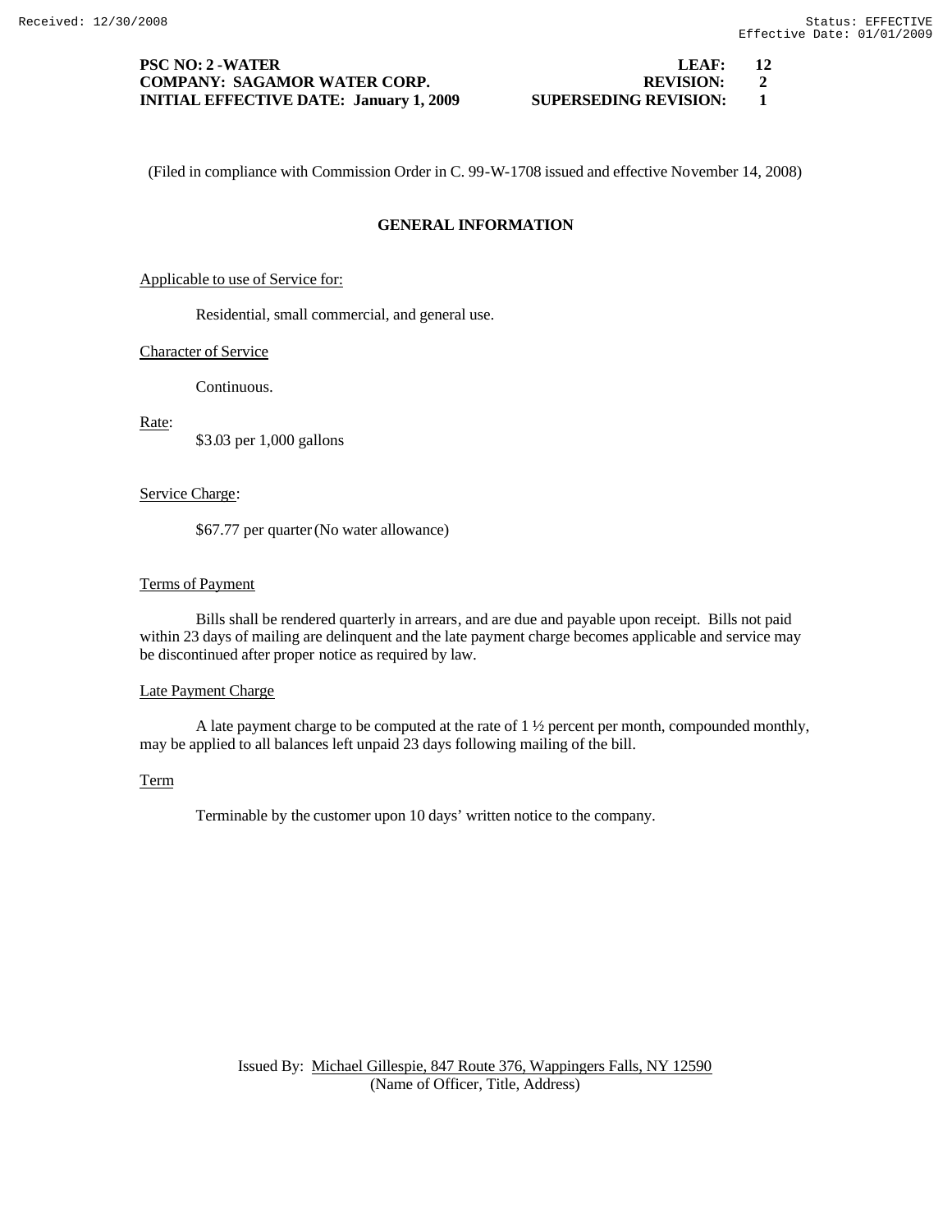**PSC NO: 2 -WATER** **LEAF: 12**
**COMPANY: SAGAMOR WATER CORP.** **REVISION: 2**
**INITIAL EFFECTIVE DATE: January 1, 2009** **SUPERSEDING REVISION: 1**

(Filed in compliance with Commission Order in C. 99-W-1708 issued and effective November 14, 2008)

## GENERAL INFORMATION

Applicable to use of Service for:

Residential, small commercial, and general use.

Character of Service

Continuous.

Rate:

$3.03 per 1,000 gallons

Service Charge:

$67.77 per quarter (No water allowance)

Terms of Payment

Bills shall be rendered quarterly in arrears, and are due and payable upon receipt. Bills not paid within 23 days of mailing are delinquent and the late payment charge becomes applicable and service may be discontinued after proper notice as required by law.

Late Payment Charge

A late payment charge to be computed at the rate of 1 ½ percent per month, compounded monthly, may be applied to all balances left unpaid 23 days following mailing of the bill.

Term

Terminable by the customer upon 10 days' written notice to the company.

Issued By: Michael Gillespie, 847 Route 376, Wappingers Falls, NY 12590
(Name of Officer, Title, Address)